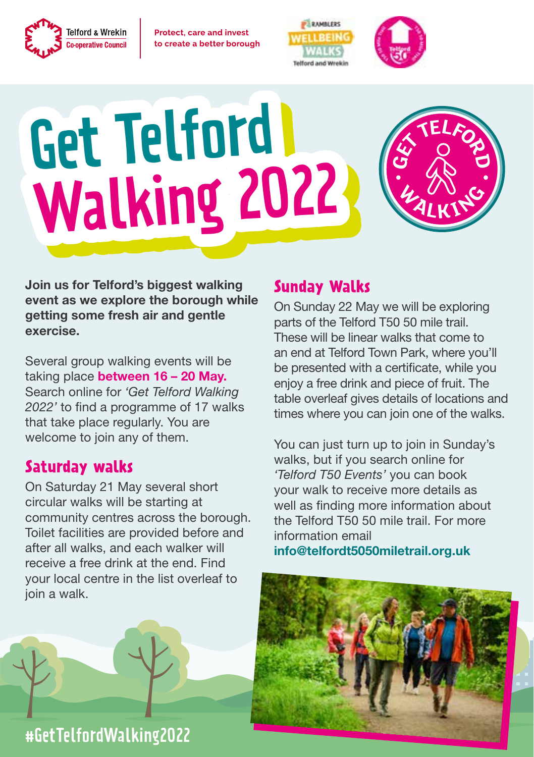Telford & Wrekin Co-operative Council

Protect, care and invest to create a better borough

# Get Telford Walking 2022

**Join us for Telford's biggest walking event as we explore the borough while getting some fresh air and gentle exercise.**

Several group walking events will be taking place **between 16 – 20 May.** Search online for *'Get Telford Walking 2022'* to find a programme of 17 walks that take place regularly. You are welcome to join any of them.

## Saturday walks

On Saturday 21 May several short circular walks will be starting at community centres across the borough. Toilet facilities are provided before and after all walks, and each walker will receive a free drink at the end. Find your local centre in the list overleaf to join a walk.

## Sunday Walks

On Sunday 22 May we will be exploring parts of the Telford T50 50 mile trail. These will be linear walks that come to an end at Telford Town Park, where you'll be presented with a certificate, while you enjoy a free drink and piece of fruit. The table overleaf gives details of locations and times where you can join one of the walks.

You can just turn up to join in Sunday's walks, but if you search online for *'Telford T50 Events'* you can book your walk to receive more details as well as finding more information about the Telford T50 50 mile trail. For more information email **info@telfordt5050miletrail.org.uk**

#GetTelfordWalking2022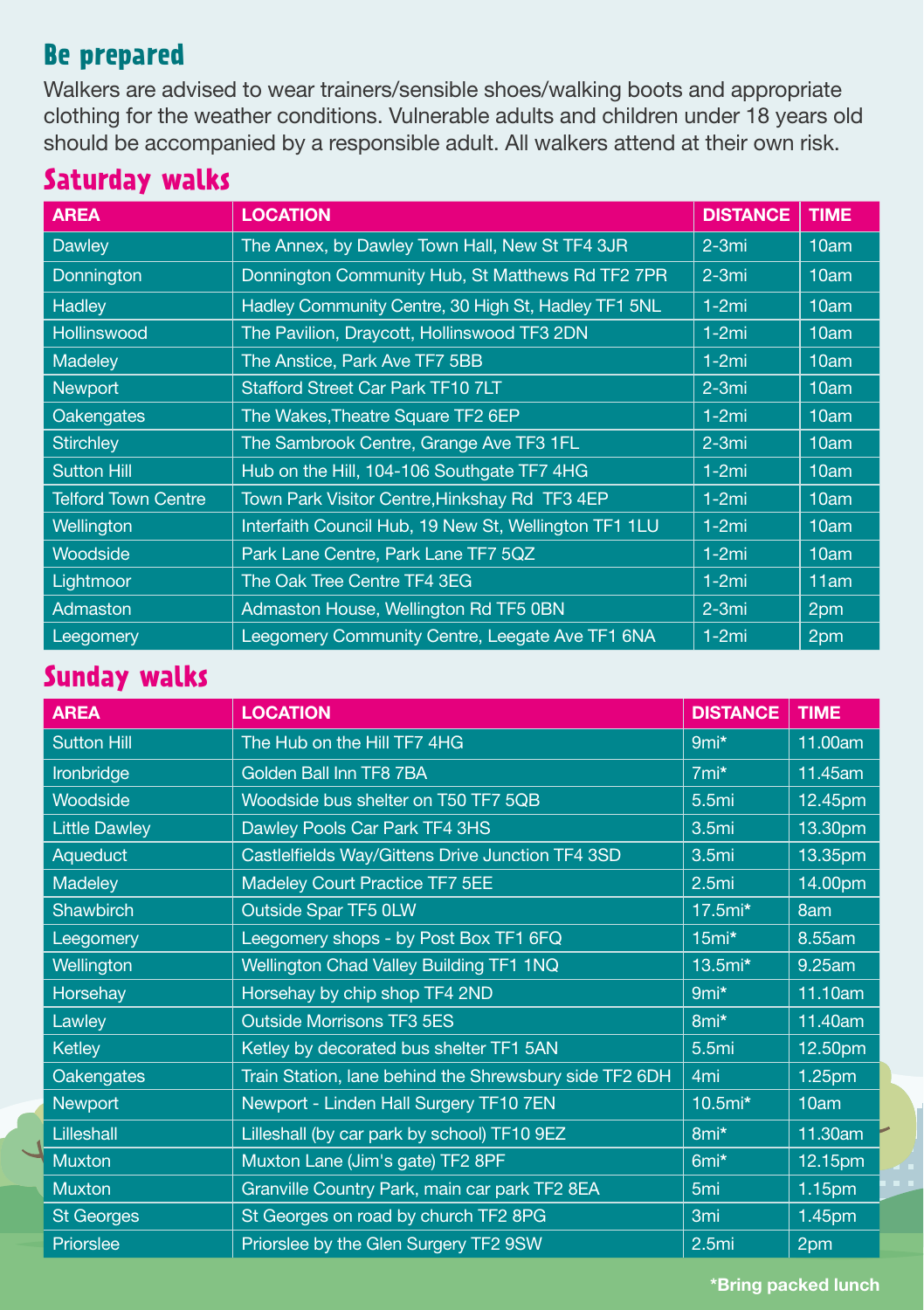## Be prepared

Walkers are advised to wear trainers/sensible shoes/walking boots and appropriate clothing for the weather conditions. Vulnerable adults and children under 18 years old should be accompanied by a responsible adult. All walkers attend at their own risk.

## Saturday walks

| AREA | LOCATION | DISTANCE | TIME |
|---|---|---|---|
| Dawley | The Annex, by Dawley Town Hall, New St TF4 3JR | 2-3mi | 10am |
| Donnington | Donnington Community Hub, St Matthews Rd TF2 7PR | 2-3mi | 10am |
| Hadley | Hadley Community Centre, 30 High St, Hadley TF1 5NL | 1-2mi | 10am |
| Hollinswood | The Pavilion, Draycott, Hollinswood TF3 2DN | 1-2mi | 10am |
| Madeley | The Anstice, Park Ave TF7 5BB | 1-2mi | 10am |
| Newport | Stafford Street Car Park TF10 7LT | 2-3mi | 10am |
| Oakengates | The Wakes,Theatre Square TF2 6EP | 1-2mi | 10am |
| Stirchley | The Sambrook Centre, Grange Ave TF3 1FL | 2-3mi | 10am |
| Sutton Hill | Hub on the Hill, 104-106 Southgate TF7 4HG | 1-2mi | 10am |
| Telford Town Centre | Town Park Visitor Centre,Hinkshay Rd TF3 4EP | 1-2mi | 10am |
| Wellington | Interfaith Council Hub, 19 New St, Wellington TF1 1LU | 1-2mi | 10am |
| Woodside | Park Lane Centre, Park Lane TF7 5QZ | 1-2mi | 10am |
| Lightmoor | The Oak Tree Centre TF4 3EG | 1-2mi | 11am |
| Admaston | Admaston House, Wellington Rd TF5 0BN | 2-3mi | 2pm |
| Leegomery | Leegomery Community Centre, Leegate Ave TF1 6NA | 1-2mi | 2pm |

## Sunday walks

| AREA | LOCATION | DISTANCE | TIME |
|---|---|---|---|
| Sutton Hill | The Hub on the Hill TF7 4HG | 9mi* | 11.00am |
| Ironbridge | Golden Ball Inn TF8 7BA | 7mi* | 11.45am |
| Woodside | Woodside bus shelter on T50 TF7 5QB | 5.5mi | 12.45pm |
| Little Dawley | Dawley Pools Car Park TF4 3HS | 3.5mi | 13.30pm |
| Aqueduct | Castlefields Way/Gittens Drive Junction TF4 3SD | 3.5mi | 13.35pm |
| Madeley | Madeley Court Practice TF7 5EE | 2.5mi | 14.00pm |
| Shawbirch | Outside Spar TF5 0LW | 17.5mi* | 8am |
| Leegomery | Leegomery shops - by Post Box TF1 6FQ | 15mi* | 8.55am |
| Wellington | Wellington Chad Valley Building TF1 1NQ | 13.5mi* | 9.25am |
| Horsehay | Horsehay by chip shop TF4 2ND | 9mi* | 11.10am |
| Lawley | Outside Morrisons TF3 5ES | 8mi* | 11.40am |
| Ketley | Ketley by decorated bus shelter TF1 5AN | 5.5mi | 12.50pm |
| Oakengates | Train Station, lane behind the Shrewsbury side TF2 6DH | 4mi | 1.25pm |
| Newport | Newport - Linden Hall Surgery TF10 7EN | 10.5mi* | 10am |
| Lilleshall | Lilleshall (by car park by school) TF10 9EZ | 8mi* | 11.30am |
| Muxton | Muxton Lane (Jim's gate) TF2 8PF | 6mi* | 12.15pm |
| Muxton | Granville Country Park, main car park TF2 8EA | 5mi | 1.15pm |
| St Georges | St Georges on road by church TF2 8PG | 3mi | 1.45pm |
| Priorslee | Priorslee by the Glen Surgery TF2 9SW | 2.5mi | 2pm |

**\*Bring packed lunch**